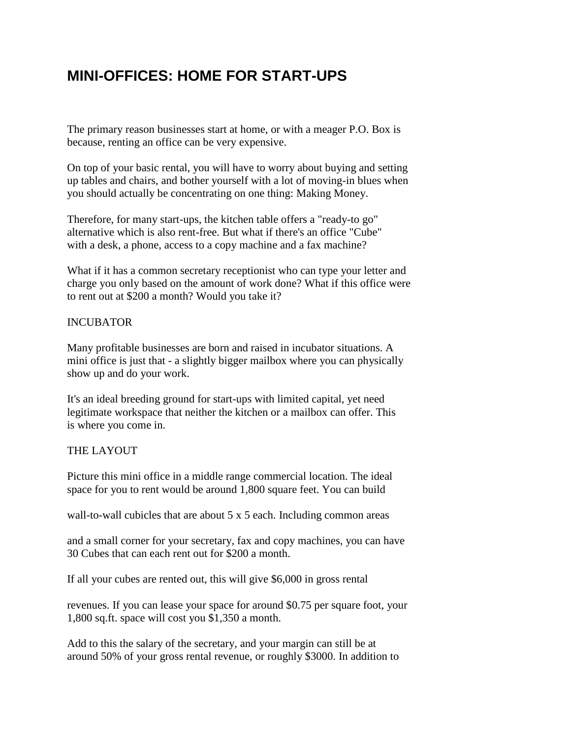# MINI-OFFICES: HOME FOR START-UPS

The primary reason businesses start at home, or with a meager P.O. Box is because, renting an office can be very expensive.

On top of your basic rental, you will have to worry about buying and setting up tables and chairs, and bother yourself with a lot of moving-in blues when you should actually be concentrating on one thing: Making Money.

Therefore, for many start-ups, the kitchen table offers a "ready-to go" alternative which is also rent-free. But what if there's an office "Cube" with a desk, a phone, access to a copy machine and a fax machine?

What if it has a common secretary receptionist who can type your letter and charge you only based on the amount of work done? What if this office were to rent out at $200 a month? Would you take it?

INCUBATOR

Many profitable businesses are born and raised in incubator situations. A mini office is just that - a slightly bigger mailbox where you can physically show up and do your work.

It's an ideal breeding ground for start-ups with limited capital, yet need legitimate workspace that neither the kitchen or a mailbox can offer. This is where you come in.

THE LAYOUT

Picture this mini office in a middle range commercial location. The ideal space for you to rent would be around 1,800 square feet. You can build wall-to-wall cubicles that are about 5 x 5 each. Including common areas and a small corner for your secretary, fax and copy machines, you can have 30 Cubes that can each rent out for $200 a month.

If all your cubes are rented out, this will give $6,000 in gross rental revenues. If you can lease your space for around $0.75 per square foot, your 1,800 sq.ft. space will cost you $1,350 a month.

Add to this the salary of the secretary, and your margin can still be at around 50% of your gross rental revenue, or roughly $3000. In addition to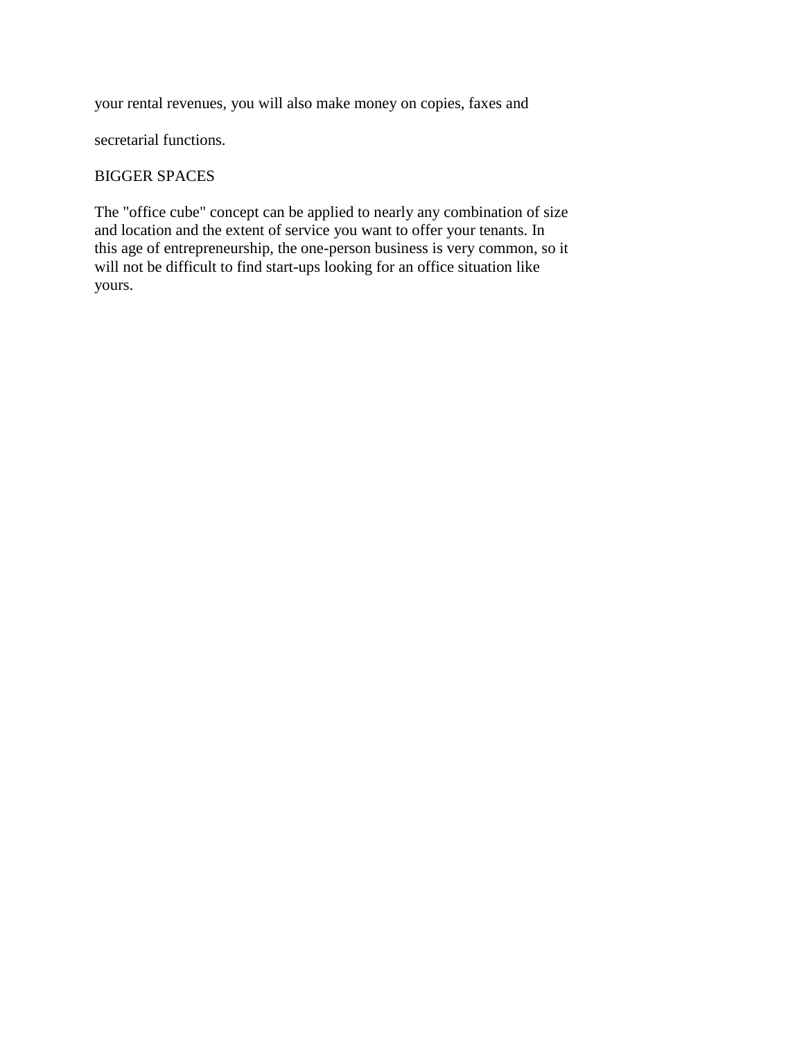your rental revenues, you will also make money on copies, faxes and

secretarial functions.

## BIGGER SPACES

The "office cube" concept can be applied to nearly any combination of size and location and the extent of service you want to offer your tenants. In this age of entrepreneurship, the one-person business is very common, so it will not be difficult to find start-ups looking for an office situation like yours.